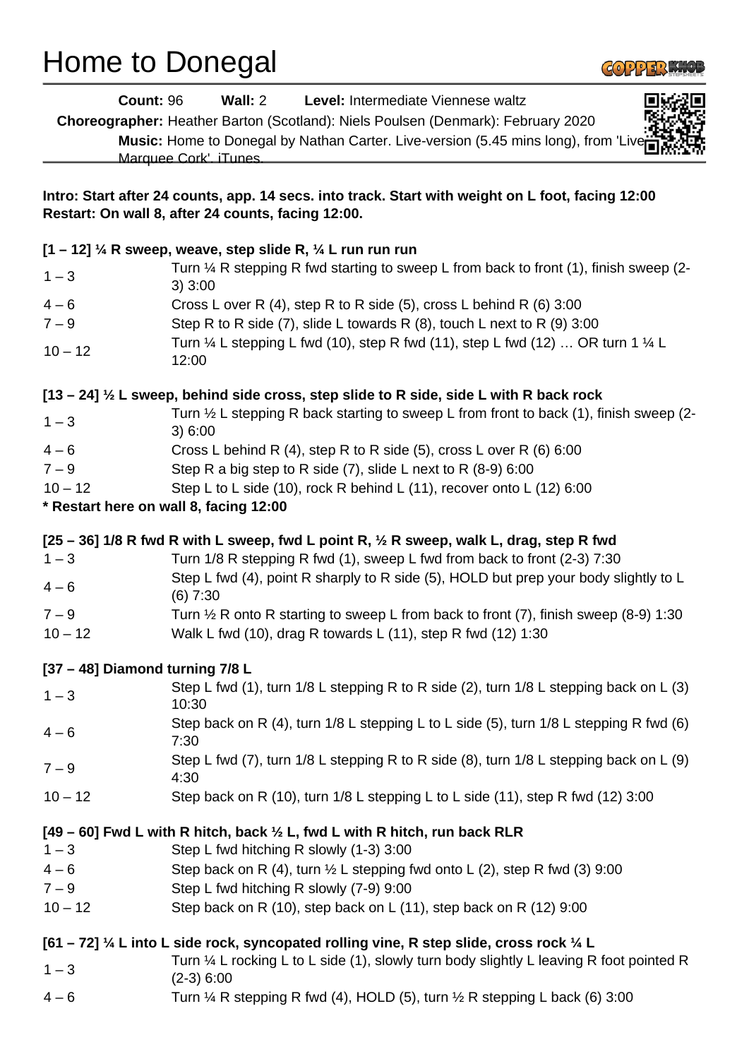# Home to Donegal

**Count:** 96 **Wall:** 2 **Level:** Intermediate Viennese waltz

**Choreographer:** Heather Barton (Scotland): Niels Poulsen (Denmark): February 2020

**Music:** Home to Donegal by Nathan Carter. Live-version (5.45 mins long), from 'Live Marquee Cork'. iTunes.

**Intro: Start after 24 counts, app. 14 secs. into track. Start with weight on L foot, facing 12:00**
**Restart: On wall 8, after 24 counts, facing 12:00.**

**[1 – 12] ¼ R sweep, weave, step slide R, ¼ L run run run**

| | |
|---|---|
| 1 – 3 | Turn ¼ R stepping R fwd starting to sweep L from back to front (1), finish sweep (2-3) 3:00 |
| 4 – 6 | Cross L over R (4), step R to R side (5), cross L behind R (6) 3:00 |
| 7 – 9 | Step R to R side (7), slide L towards R (8), touch L next to R (9) 3:00 |
| 10 – 12 | Turn ¼ L stepping L fwd (10), step R fwd (11), step L fwd (12) … OR turn 1 ¼ L 12:00 |

**[13 – 24] ½ L sweep, behind side cross, step slide to R side, side L with R back rock**

| | |
|---|---|
| 1 – 3 | Turn ½ L stepping R back starting to sweep L from front to back (1), finish sweep (2-3) 6:00 |
| 4 – 6 | Cross L behind R (4), step R to R side (5), cross L over R (6) 6:00 |
| 7 – 9 | Step R a big step to R side (7), slide L next to R (8-9) 6:00 |
| 10 – 12 | Step L to L side (10), rock R behind L (11), recover onto L (12) 6:00 |

**\* Restart here on wall 8, facing 12:00**

**[25 – 36] 1/8 R fwd R with L sweep, fwd L point R, ½ R sweep, walk L, drag, step R fwd**

| | |
|---|---|
| 1 – 3 | Turn 1/8 R stepping R fwd (1), sweep L fwd from back to front (2-3) 7:30 |
| 4 – 6 | Step L fwd (4), point R sharply to R side (5), HOLD but prep your body slightly to L (6) 7:30 |
| 7 – 9 | Turn ½ R onto R starting to sweep L from back to front (7), finish sweep (8-9) 1:30 |
| 10 – 12 | Walk L fwd (10), drag R towards L (11), step R fwd (12) 1:30 |

**[37 – 48] Diamond turning 7/8 L**

| | |
|---|---|
| 1 – 3 | Step L fwd (1), turn 1/8 L stepping R to R side (2), turn 1/8 L stepping back on L (3) 10:30 |
| 4 – 6 | Step back on R (4), turn 1/8 L stepping L to L side (5), turn 1/8 L stepping R fwd (6) 7:30 |
| 7 – 9 | Step L fwd (7), turn 1/8 L stepping R to R side (8), turn 1/8 L stepping back on L (9) 4:30 |
| 10 – 12 | Step back on R (10), turn 1/8 L stepping L to L side (11), step R fwd (12) 3:00 |

**[49 – 60] Fwd L with R hitch, back ½ L, fwd L with R hitch, run back RLR**

| | |
|---|---|
| 1 – 3 | Step L fwd hitching R slowly (1-3) 3:00 |
| 4 – 6 | Step back on R (4), turn ½ L stepping fwd onto L (2), step R fwd (3) 9:00 |
| 7 – 9 | Step L fwd hitching R slowly (7-9) 9:00 |
| 10 – 12 | Step back on R (10), step back on L (11), step back on R (12) 9:00 |

**[61 – 72] ¼ L into L side rock, syncopated rolling vine, R step slide, cross rock ¼ L**

| | |
|---|---|
| 1 – 3 | Turn ¼ L rocking L to L side (1), slowly turn body slightly L leaving R foot pointed R (2-3) 6:00 |
| 4 – 6 | Turn ¼ R stepping R fwd (4), HOLD (5), turn ½ R stepping L back (6) 3:00 |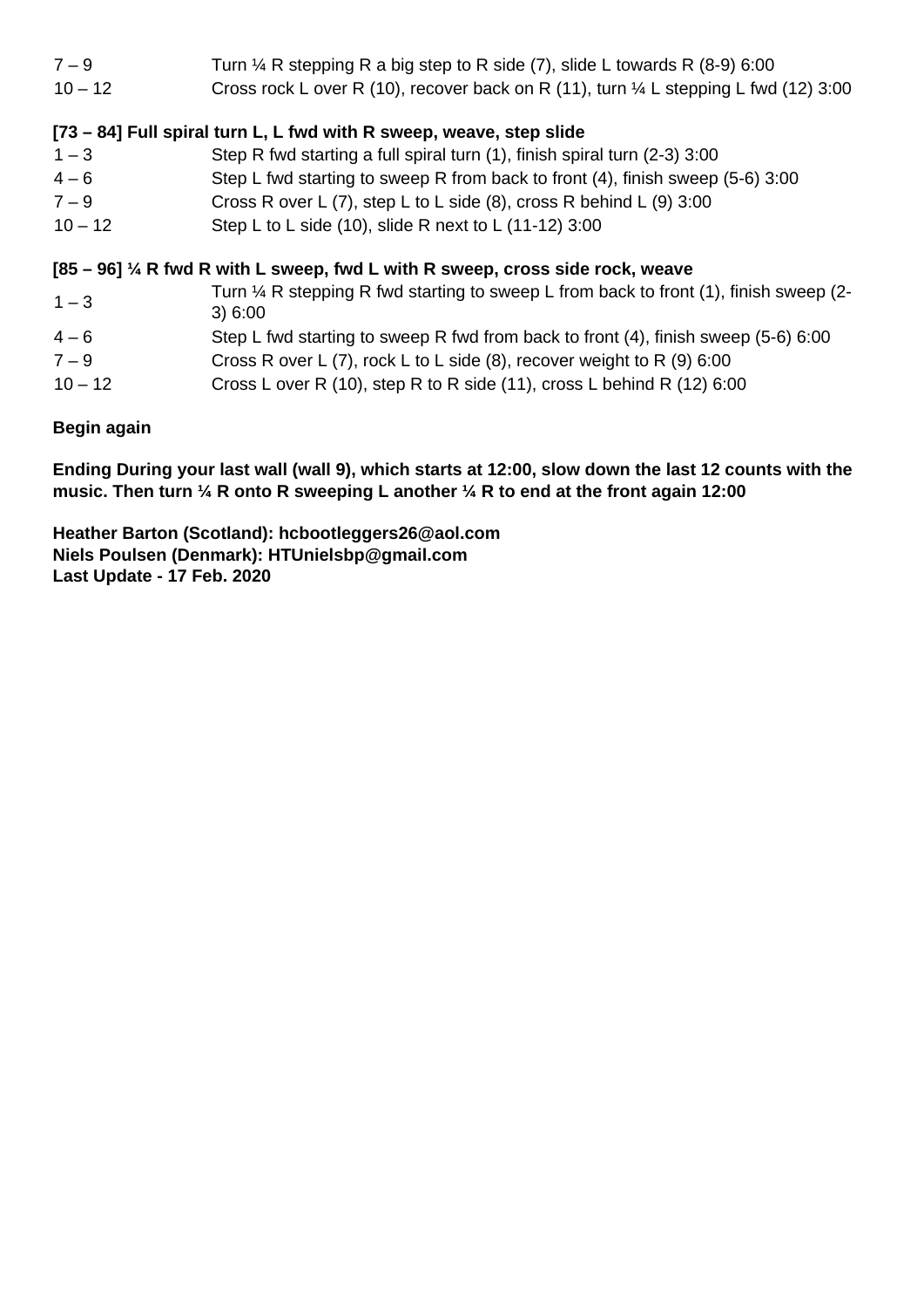| | |
|---|---|
| 7 – 9 | Turn ¼ R stepping R a big step to R side (7), slide L towards R (8-9) 6:00 |
| 10 – 12 | Cross rock L over R (10), recover back on R (11), turn ¼ L stepping L fwd (12) 3:00 |

**[73 – 84] Full spiral turn L, L fwd with R sweep, weave, step slide**

| | |
|---|---|
| 1 – 3 | Step R fwd starting a full spiral turn (1), finish spiral turn (2-3) 3:00 |
| 4 – 6 | Step L fwd starting to sweep R from back to front (4), finish sweep (5-6) 3:00 |
| 7 – 9 | Cross R over L (7), step L to L side (8), cross R behind L (9) 3:00 |
| 10 – 12 | Step L to L side (10), slide R next to L (11-12) 3:00 |

**[85 – 96] ¼ R fwd R with L sweep, fwd L with R sweep, cross side rock, weave**

| | |
|---|---|
| 1 – 3 | Turn ¼ R stepping R fwd starting to sweep L from back to front (1), finish sweep (2-3) 6:00 |
| 4 – 6 | Step L fwd starting to sweep R fwd from back to front (4), finish sweep (5-6) 6:00 |
| 7 – 9 | Cross R over L (7), rock L to L side (8), recover weight to R (9) 6:00 |
| 10 – 12 | Cross L over R (10), step R to R side (11), cross L behind R (12) 6:00 |

**Begin again**

**Ending During your last wall (wall 9), which starts at 12:00, slow down the last 12 counts with the music. Then turn ¼ R onto R sweeping L another ¼ R to end at the front again 12:00**

**Heather Barton (Scotland): hcbootleggers26@aol.com**
**Niels Poulsen (Denmark): HTUnielsbp@gmail.com**
**Last Update - 17 Feb. 2020**